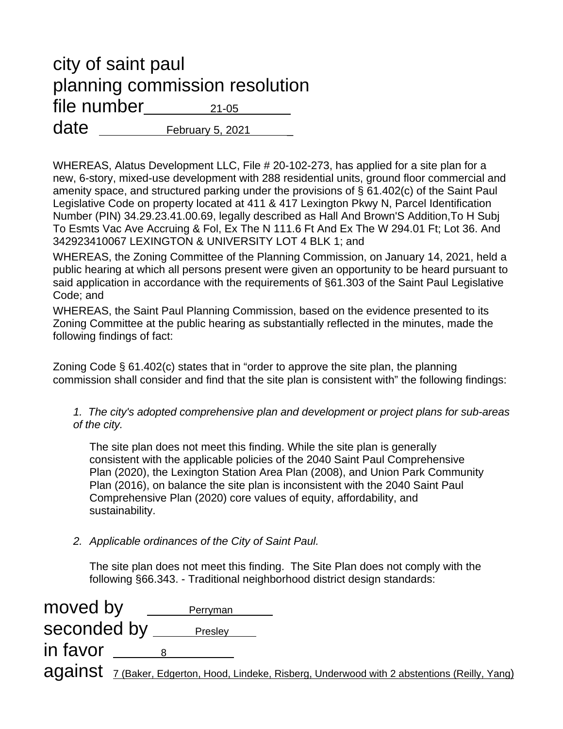# city of saint paul
# planning commission resolution
# file number 21-05
# date February 5, 2021

WHEREAS, Alatus Development LLC, File # 20-102-273, has applied for a site plan for a new, 6-story, mixed-use development with 288 residential units, ground floor commercial and amenity space, and structured parking under the provisions of § 61.402(c) of the Saint Paul Legislative Code on property located at 411 & 417 Lexington Pkwy N, Parcel Identification Number (PIN) 34.29.23.41.00.69, legally described as Hall And Brown'S Addition,To H Subj To Esmts Vac Ave Accruing & Fol, Ex The N 111.6 Ft And Ex The W 294.01 Ft; Lot 36. And 342923410067 LEXINGTON & UNIVERSITY LOT 4 BLK 1; and

WHEREAS, the Zoning Committee of the Planning Commission, on January 14, 2021, held a public hearing at which all persons present were given an opportunity to be heard pursuant to said application in accordance with the requirements of §61.303 of the Saint Paul Legislative Code; and

WHEREAS, the Saint Paul Planning Commission, based on the evidence presented to its Zoning Committee at the public hearing as substantially reflected in the minutes, made the following findings of fact:

Zoning Code § 61.402(c) states that in "order to approve the site plan, the planning commission shall consider and find that the site plan is consistent with" the following findings:

1. *The city's adopted comprehensive plan and development or project plans for sub-areas of the city.*

   The site plan does not meet this finding. While the site plan is generally consistent with the applicable policies of the 2040 Saint Paul Comprehensive Plan (2020), the Lexington Station Area Plan (2008), and Union Park Community Plan (2016), on balance the site plan is inconsistent with the 2040 Saint Paul Comprehensive Plan (2020) core values of equity, affordability, and sustainability.

2. *Applicable ordinances of the City of Saint Paul.*

   The site plan does not meet this finding. The Site Plan does not comply with the following §66.343. - Traditional neighborhood district design standards:

moved by Perryman

seconded by Presley

in favor 8

against 7 (Baker, Edgerton, Hood, Lindeke, Risberg, Underwood with 2 abstentions (Reilly, Yang)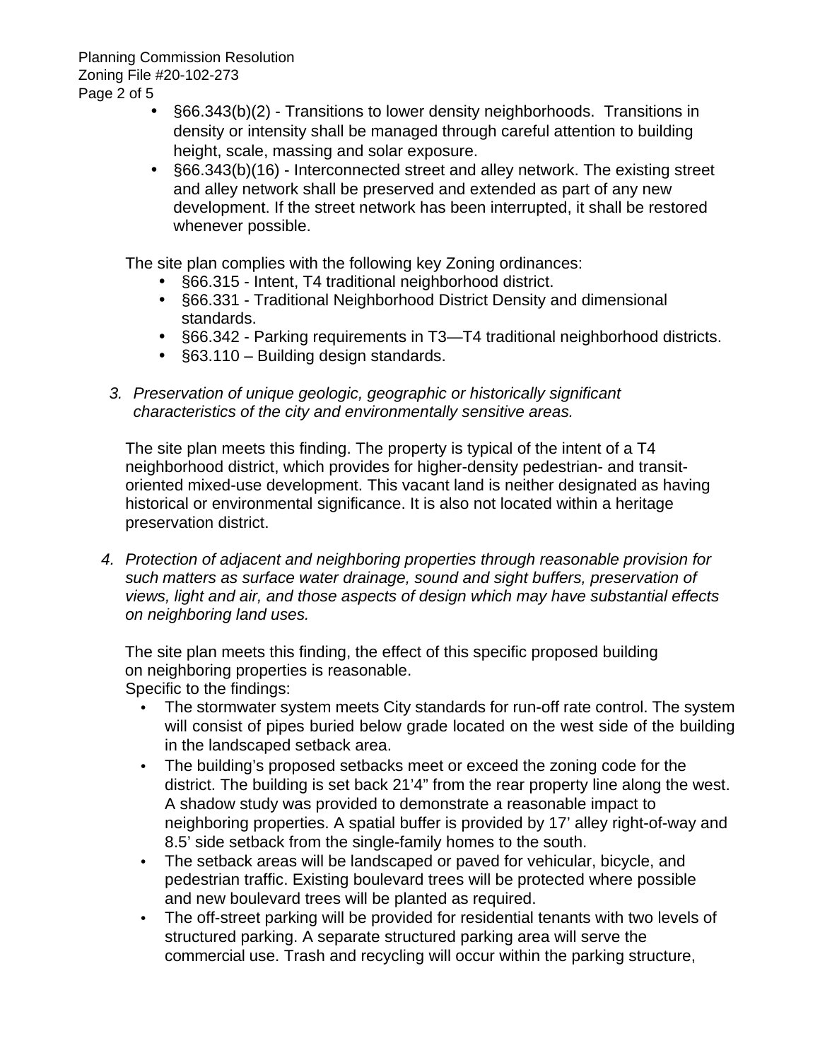- §66.343(b)(2) - Transitions to lower density neighborhoods.  Transitions in density or intensity shall be managed through careful attention to building height, scale, massing and solar exposure.
- §66.343(b)(16) - Interconnected street and alley network. The existing street and alley network shall be preserved and extended as part of any new development. If the street network has been interrupted, it shall be restored whenever possible.

The site plan complies with the following key Zoning ordinances:

- §66.315 - Intent, T4 traditional neighborhood district.
- §66.331 - Traditional Neighborhood District Density and dimensional standards.
- §66.342 - Parking requirements in T3—T4 traditional neighborhood districts.
- §63.110 – Building design standards.

3. *Preservation of unique geologic, geographic or historically significant characteristics of the city and environmentally sensitive areas.*

The site plan meets this finding. The property is typical of the intent of a T4 neighborhood district, which provides for higher-density pedestrian- and transit-oriented mixed-use development. This vacant land is neither designated as having historical or environmental significance. It is also not located within a heritage preservation district.

4. *Protection of adjacent and neighboring properties through reasonable provision for such matters as surface water drainage, sound and sight buffers, preservation of views, light and air, and those aspects of design which may have substantial effects on neighboring land uses.*

The site plan meets this finding, the effect of this specific proposed building on neighboring properties is reasonable.
Specific to the findings:

- The stormwater system meets City standards for run-off rate control. The system will consist of pipes buried below grade located on the west side of the building in the landscaped setback area.
- The building's proposed setbacks meet or exceed the zoning code for the district. The building is set back 21'4" from the rear property line along the west. A shadow study was provided to demonstrate a reasonable impact to neighboring properties. A spatial buffer is provided by 17' alley right-of-way and 8.5' side setback from the single-family homes to the south.
- The setback areas will be landscaped or paved for vehicular, bicycle, and pedestrian traffic. Existing boulevard trees will be protected where possible and new boulevard trees will be planted as required.
- The off-street parking will be provided for residential tenants with two levels of structured parking. A separate structured parking area will serve the commercial use. Trash and recycling will occur within the parking structure,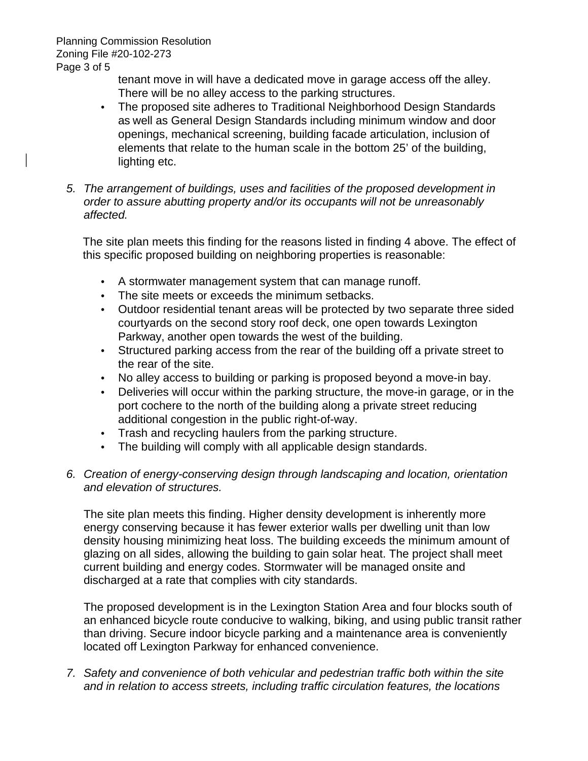tenant move in will have a dedicated move in garage access off the alley. There will be no alley access to the parking structures.

- The proposed site adheres to Traditional Neighborhood Design Standards as well as General Design Standards including minimum window and door openings, mechanical screening, building facade articulation, inclusion of elements that relate to the human scale in the bottom 25' of the building, lighting etc.

5. *The arrangement of buildings, uses and facilities of the proposed development in order to assure abutting property and/or its occupants will not be unreasonably affected.*

   The site plan meets this finding for the reasons listed in finding 4 above. The effect of this specific proposed building on neighboring properties is reasonable:

   - A stormwater management system that can manage runoff.
   - The site meets or exceeds the minimum setbacks.
   - Outdoor residential tenant areas will be protected by two separate three sided courtyards on the second story roof deck, one open towards Lexington Parkway, another open towards the west of the building.
   - Structured parking access from the rear of the building off a private street to the rear of the site.
   - No alley access to building or parking is proposed beyond a move-in bay.
   - Deliveries will occur within the parking structure, the move-in garage, or in the port cochere to the north of the building along a private street reducing additional congestion in the public right-of-way.
   - Trash and recycling haulers from the parking structure.
   - The building will comply with all applicable design standards.

6. *Creation of energy-conserving design through landscaping and location, orientation and elevation of structures.*

   The site plan meets this finding. Higher density development is inherently more energy conserving because it has fewer exterior walls per dwelling unit than low density housing minimizing heat loss. The building exceeds the minimum amount of glazing on all sides, allowing the building to gain solar heat. The project shall meet current building and energy codes. Stormwater will be managed onsite and discharged at a rate that complies with city standards.

   The proposed development is in the Lexington Station Area and four blocks south of an enhanced bicycle route conducive to walking, biking, and using public transit rather than driving. Secure indoor bicycle parking and a maintenance area is conveniently located off Lexington Parkway for enhanced convenience.

7. *Safety and convenience of both vehicular and pedestrian traffic both within the site and in relation to access streets, including traffic circulation features, the locations*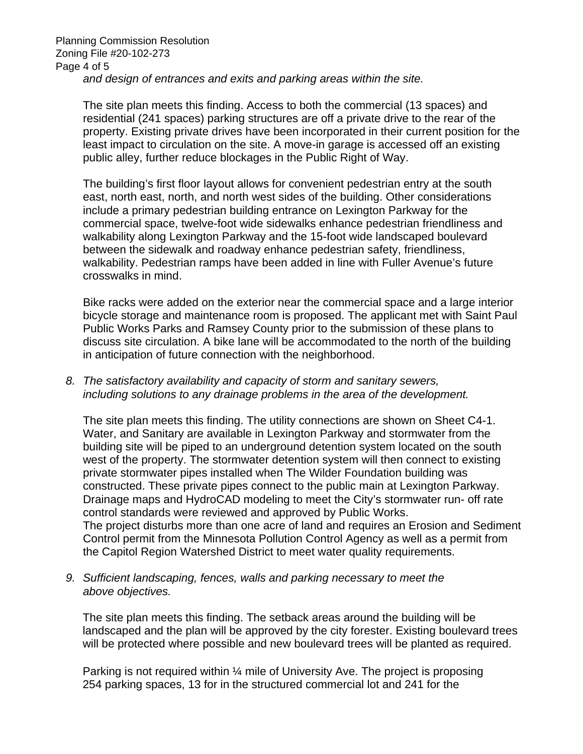*and design of entrances and exits and parking areas within the site.*

The site plan meets this finding. Access to both the commercial (13 spaces) and residential (241 spaces) parking structures are off a private drive to the rear of the property. Existing private drives have been incorporated in their current position for the least impact to circulation on the site. A move-in garage is accessed off an existing public alley, further reduce blockages in the Public Right of Way.

The building's first floor layout allows for convenient pedestrian entry at the south east, north east, north, and north west sides of the building. Other considerations include a primary pedestrian building entrance on Lexington Parkway for the commercial space, twelve-foot wide sidewalks enhance pedestrian friendliness and walkability along Lexington Parkway and the 15-foot wide landscaped boulevard between the sidewalk and roadway enhance pedestrian safety, friendliness, walkability. Pedestrian ramps have been added in line with Fuller Avenue's future crosswalks in mind.

Bike racks were added on the exterior near the commercial space and a large interior bicycle storage and maintenance room is proposed. The applicant met with Saint Paul Public Works Parks and Ramsey County prior to the submission of these plans to discuss site circulation. A bike lane will be accommodated to the north of the building in anticipation of future connection with the neighborhood.

8. *The satisfactory availability and capacity of storm and sanitary sewers, including solutions to any drainage problems in the area of the development.*

   The site plan meets this finding. The utility connections are shown on Sheet C4-1. Water, and Sanitary are available in Lexington Parkway and stormwater from the building site will be piped to an underground detention system located on the south west of the property. The stormwater detention system will then connect to existing private stormwater pipes installed when The Wilder Foundation building was constructed. These private pipes connect to the public main at Lexington Parkway. Drainage maps and HydroCAD modeling to meet the City's stormwater run- off rate control standards were reviewed and approved by Public Works.
   The project disturbs more than one acre of land and requires an Erosion and Sediment Control permit from the Minnesota Pollution Control Agency as well as a permit from the Capitol Region Watershed District to meet water quality requirements.

9. *Sufficient landscaping, fences, walls and parking necessary to meet the above objectives.*

   The site plan meets this finding. The setback areas around the building will be landscaped and the plan will be approved by the city forester. Existing boulevard trees will be protected where possible and new boulevard trees will be planted as required.

   Parking is not required within ¼ mile of University Ave. The project is proposing 254 parking spaces, 13 for in the structured commercial lot and 241 for the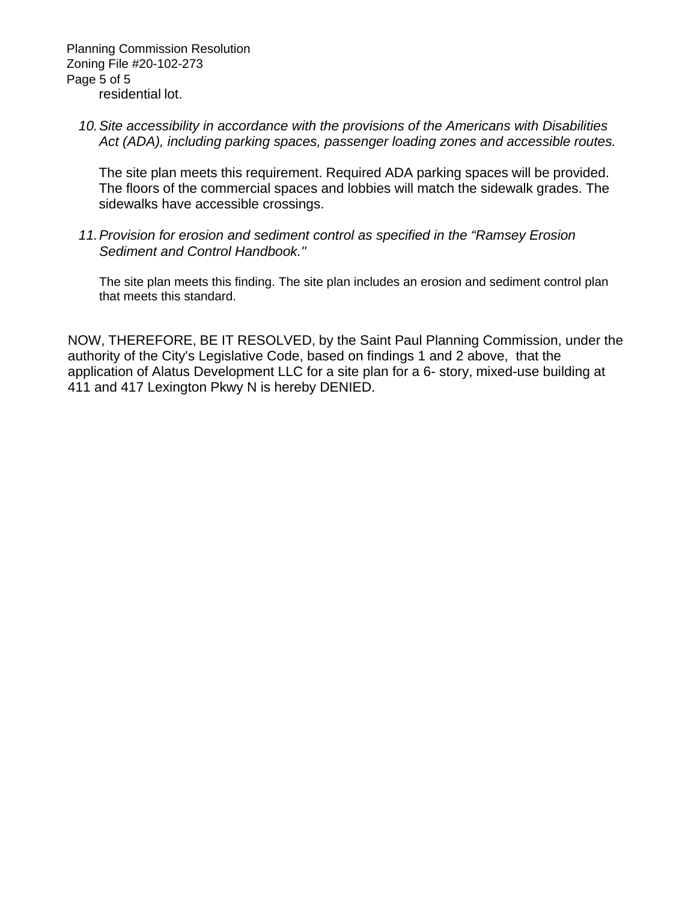residential lot.

10. *Site accessibility in accordance with the provisions of the Americans with Disabilities Act (ADA), including parking spaces, passenger loading zones and accessible routes.*

    The site plan meets this requirement. Required ADA parking spaces will be provided. The floors of the commercial spaces and lobbies will match the sidewalk grades. The sidewalks have accessible crossings.

11. *Provision for erosion and sediment control as specified in the "Ramsey Erosion Sediment and Control Handbook."*

    The site plan meets this finding. The site plan includes an erosion and sediment control plan that meets this standard.

NOW, THEREFORE, BE IT RESOLVED, by the Saint Paul Planning Commission, under the authority of the City's Legislative Code, based on findings 1 and 2 above, that the application of Alatus Development LLC for a site plan for a 6- story, mixed-use building at 411 and 417 Lexington Pkwy N is hereby DENIED.